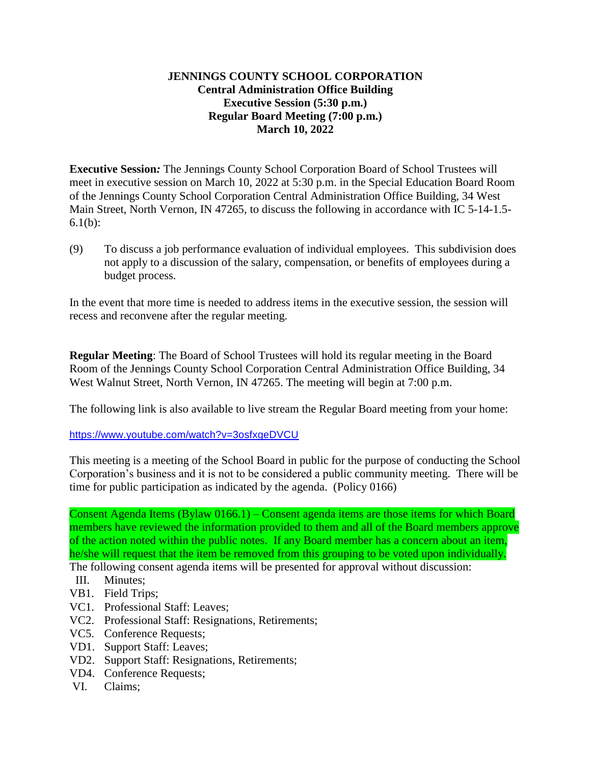# JENNINGS COUNTY SCHOOL CORPORATION

**Central Administration Office Building**
**Executive Session (5:30 p.m.)**
**Regular Board Meeting (7:00 p.m.)**
**March 10, 2022**

**Executive Session***:* The Jennings County School Corporation Board of School Trustees will meet in executive session on March 10, 2022 at 5:30 p.m. in the Special Education Board Room of the Jennings County School Corporation Central Administration Office Building, 34 West Main Street, North Vernon, IN 47265, to discuss the following in accordance with IC 5-14-1.5-6.1(b):

(9) To discuss a job performance evaluation of individual employees. This subdivision does not apply to a discussion of the salary, compensation, or benefits of employees during a budget process.

In the event that more time is needed to address items in the executive session, the session will recess and reconvene after the regular meeting.

**Regular Meeting**: The Board of School Trustees will hold its regular meeting in the Board Room of the Jennings County School Corporation Central Administration Office Building, 34 West Walnut Street, North Vernon, IN 47265. The meeting will begin at 7:00 p.m.

The following link is also available to live stream the Regular Board meeting from your home:

https://www.youtube.com/watch?v=3osfxgeDVCU

This meeting is a meeting of the School Board in public for the purpose of conducting the School Corporation's business and it is not to be considered a public community meeting. There will be time for public participation as indicated by the agenda. (Policy 0166)

Consent Agenda Items (Bylaw 0166.1) – Consent agenda items are those items for which Board members have reviewed the information provided to them and all of the Board members approve of the action noted within the public notes. If any Board member has a concern about an item, he/she will request that the item be removed from this grouping to be voted upon individually.
The following consent agenda items will be presented for approval without discussion:

- III. Minutes;
- VB1. Field Trips;
- VC1. Professional Staff: Leaves;
- VC2. Professional Staff: Resignations, Retirements;
- VC5. Conference Requests;
- VD1. Support Staff: Leaves;
- VD2. Support Staff: Resignations, Retirements;
- VD4. Conference Requests;
- VI. Claims;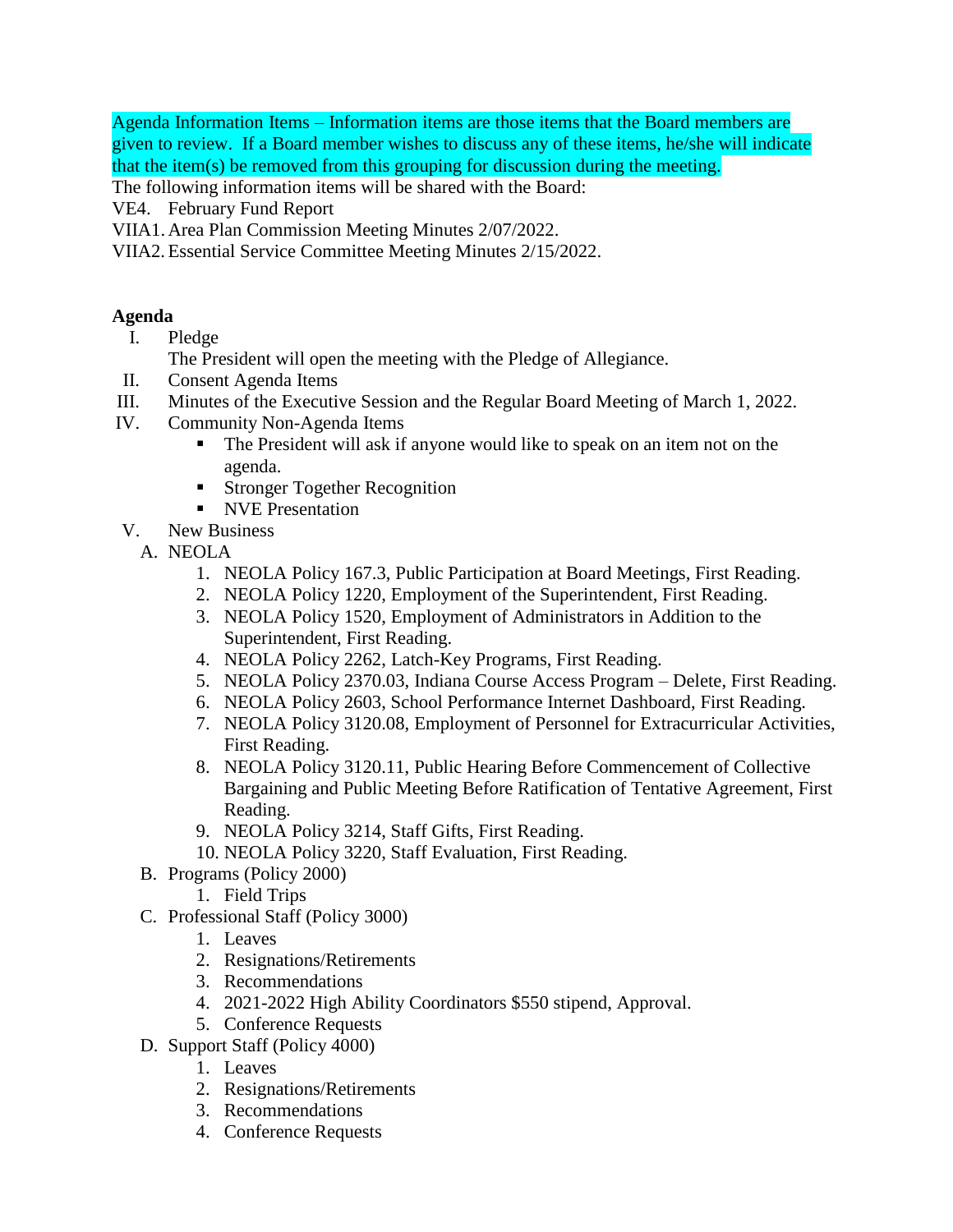Agenda Information Items – Information items are those items that the Board members are given to review. If a Board member wishes to discuss any of these items, he/she will indicate that the item(s) be removed from this grouping for discussion during the meeting.

The following information items will be shared with the Board:

VE4. February Fund Report

VIIA1. Area Plan Commission Meeting Minutes 2/07/2022.

VIIA2. Essential Service Committee Meeting Minutes 2/15/2022.

**Agenda**

I. Pledge
   The President will open the meeting with the Pledge of Allegiance.

II. Consent Agenda Items

III. Minutes of the Executive Session and the Regular Board Meeting of March 1, 2022.

IV. Community Non-Agenda Items
   - The President will ask if anyone would like to speak on an item not on the agenda.
   - Stronger Together Recognition
   - NVE Presentation

V. New Business

   A. NEOLA
      1. NEOLA Policy 167.3, Public Participation at Board Meetings, First Reading.
      2. NEOLA Policy 1220, Employment of the Superintendent, First Reading.
      3. NEOLA Policy 1520, Employment of Administrators in Addition to the Superintendent, First Reading.
      4. NEOLA Policy 2262, Latch-Key Programs, First Reading.
      5. NEOLA Policy 2370.03, Indiana Course Access Program – Delete, First Reading.
      6. NEOLA Policy 2603, School Performance Internet Dashboard, First Reading.
      7. NEOLA Policy 3120.08, Employment of Personnel for Extracurricular Activities, First Reading.
      8. NEOLA Policy 3120.11, Public Hearing Before Commencement of Collective Bargaining and Public Meeting Before Ratification of Tentative Agreement, First Reading.
      9. NEOLA Policy 3214, Staff Gifts, First Reading.
      10. NEOLA Policy 3220, Staff Evaluation, First Reading.

   B. Programs (Policy 2000)
      1. Field Trips

   C. Professional Staff (Policy 3000)
      1. Leaves
      2. Resignations/Retirements
      3. Recommendations
      4. 2021-2022 High Ability Coordinators $550 stipend, Approval.
      5. Conference Requests

   D. Support Staff (Policy 4000)
      1. Leaves
      2. Resignations/Retirements
      3. Recommendations
      4. Conference Requests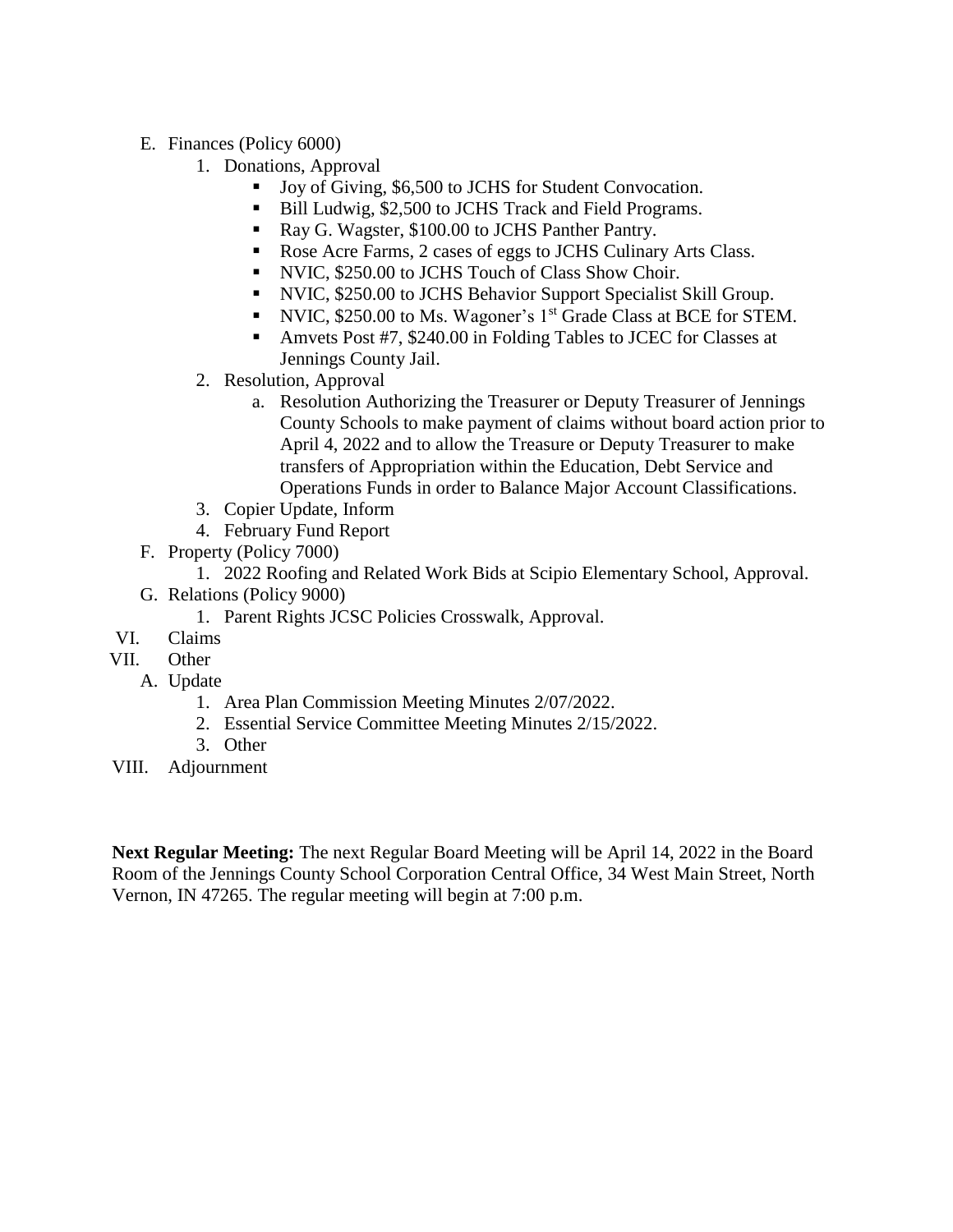E. Finances (Policy 6000)
    1. Donations, Approval
        - Joy of Giving, $6,500 to JCHS for Student Convocation.
        - Bill Ludwig, $2,500 to JCHS Track and Field Programs.
        - Ray G. Wagster, $100.00 to JCHS Panther Pantry.
        - Rose Acre Farms, 2 cases of eggs to JCHS Culinary Arts Class.
        - NVIC, $250.00 to JCHS Touch of Class Show Choir.
        - NVIC, $250.00 to JCHS Behavior Support Specialist Skill Group.
        - NVIC, $250.00 to Ms. Wagoner's 1st Grade Class at BCE for STEM.
        - Amvets Post #7, $240.00 in Folding Tables to JCEC for Classes at Jennings County Jail.
    2. Resolution, Approval
        a. Resolution Authorizing the Treasurer or Deputy Treasurer of Jennings County Schools to make payment of claims without board action prior to April 4, 2022 and to allow the Treasure or Deputy Treasurer to make transfers of Appropriation within the Education, Debt Service and Operations Funds in order to Balance Major Account Classifications.
    3. Copier Update, Inform
    4. February Fund Report

F. Property (Policy 7000)
    1. 2022 Roofing and Related Work Bids at Scipio Elementary School, Approval.

G. Relations (Policy 9000)
    1. Parent Rights JCSC Policies Crosswalk, Approval.

VI. Claims

VII. Other

A. Update
    1. Area Plan Commission Meeting Minutes 2/07/2022.
    2. Essential Service Committee Meeting Minutes 2/15/2022.
    3. Other

VIII. Adjournment

**Next Regular Meeting:** The next Regular Board Meeting will be April 14, 2022 in the Board Room of the Jennings County School Corporation Central Office, 34 West Main Street, North Vernon, IN 47265. The regular meeting will begin at 7:00 p.m.